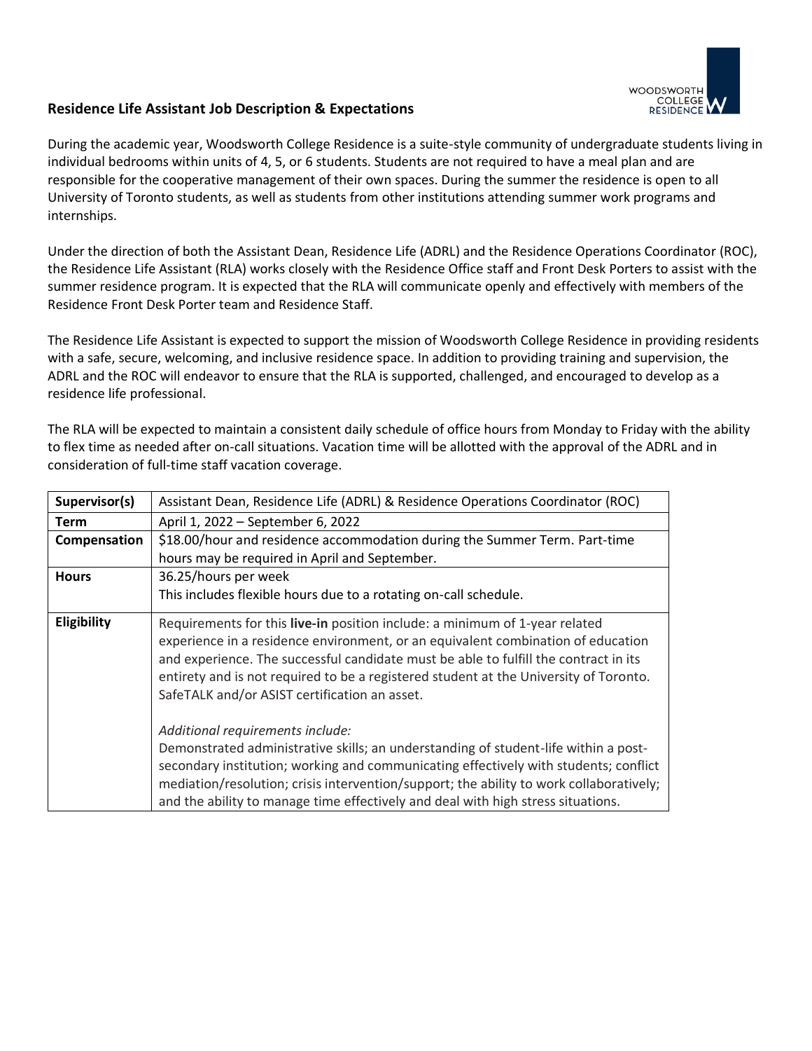## Residence Life Assistant Job Description & Expectations

During the academic year, Woodsworth College Residence is a suite-style community of undergraduate students living in individual bedrooms within units of 4, 5, or 6 students. Students are not required to have a meal plan and are responsible for the cooperative management of their own spaces. During the summer the residence is open to all University of Toronto students, as well as students from other institutions attending summer work programs and internships.

Under the direction of both the Assistant Dean, Residence Life (ADRL) and the Residence Operations Coordinator (ROC), the Residence Life Assistant (RLA) works closely with the Residence Office staff and Front Desk Porters to assist with the summer residence program. It is expected that the RLA will communicate openly and effectively with members of the Residence Front Desk Porter team and Residence Staff.

The Residence Life Assistant is expected to support the mission of Woodsworth College Residence in providing residents with a safe, secure, welcoming, and inclusive residence space. In addition to providing training and supervision, the ADRL and the ROC will endeavor to ensure that the RLA is supported, challenged, and encouraged to develop as a residence life professional.

The RLA will be expected to maintain a consistent daily schedule of office hours from Monday to Friday with the ability to flex time as needed after on-call situations. Vacation time will be allotted with the approval of the ADRL and in consideration of full-time staff vacation coverage.

| **Supervisor(s)** | Assistant Dean, Residence Life (ADRL) & Residence Operations Coordinator (ROC) |
|---|---|
| **Term** | April 1, 2022 – September 6, 2022 |
| **Compensation** | $18.00/hour and residence accommodation during the Summer Term. Part-time hours may be required in April and September. |
| **Hours** | 36.25/hours per week<br>This includes flexible hours due to a rotating on-call schedule. |
| **Eligibility** | Requirements for this **live-in** position include: a minimum of 1-year related experience in a residence environment, or an equivalent combination of education and experience. The successful candidate must be able to fulfill the contract in its entirety and is not required to be a registered student at the University of Toronto. SafeTALK and/or ASIST certification an asset.<br><br>*Additional requirements include:*<br>Demonstrated administrative skills; an understanding of student-life within a post-secondary institution; working and communicating effectively with students; conflict mediation/resolution; crisis intervention/support; the ability to work collaboratively; and the ability to manage time effectively and deal with high stress situations. |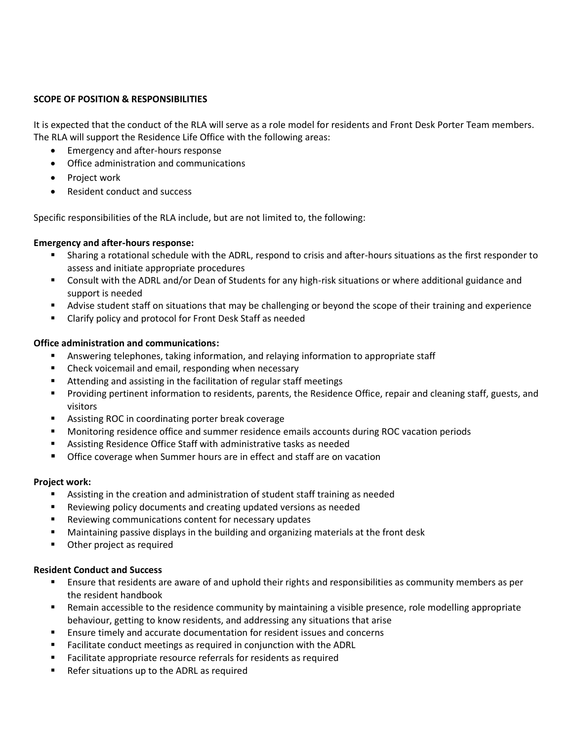**SCOPE OF POSITION & RESPONSIBILITIES**

It is expected that the conduct of the RLA will serve as a role model for residents and Front Desk Porter Team members. The RLA will support the Residence Life Office with the following areas:

- Emergency and after-hours response
- Office administration and communications
- Project work
- Resident conduct and success

Specific responsibilities of the RLA include, but are not limited to, the following:

**Emergency and after-hours response:**

- Sharing a rotational schedule with the ADRL, respond to crisis and after-hours situations as the first responder to assess and initiate appropriate procedures
- Consult with the ADRL and/or Dean of Students for any high-risk situations or where additional guidance and support is needed
- Advise student staff on situations that may be challenging or beyond the scope of their training and experience
- Clarify policy and protocol for Front Desk Staff as needed

**Office administration and communications:**

- Answering telephones, taking information, and relaying information to appropriate staff
- Check voicemail and email, responding when necessary
- Attending and assisting in the facilitation of regular staff meetings
- Providing pertinent information to residents, parents, the Residence Office, repair and cleaning staff, guests, and visitors
- Assisting ROC in coordinating porter break coverage
- Monitoring residence office and summer residence emails accounts during ROC vacation periods
- Assisting Residence Office Staff with administrative tasks as needed
- Office coverage when Summer hours are in effect and staff are on vacation

**Project work:**

- Assisting in the creation and administration of student staff training as needed
- Reviewing policy documents and creating updated versions as needed
- Reviewing communications content for necessary updates
- Maintaining passive displays in the building and organizing materials at the front desk
- Other project as required

**Resident Conduct and Success**

- Ensure that residents are aware of and uphold their rights and responsibilities as community members as per the resident handbook
- Remain accessible to the residence community by maintaining a visible presence, role modelling appropriate behaviour, getting to know residents, and addressing any situations that arise
- Ensure timely and accurate documentation for resident issues and concerns
- Facilitate conduct meetings as required in conjunction with the ADRL
- Facilitate appropriate resource referrals for residents as required
- Refer situations up to the ADRL as required